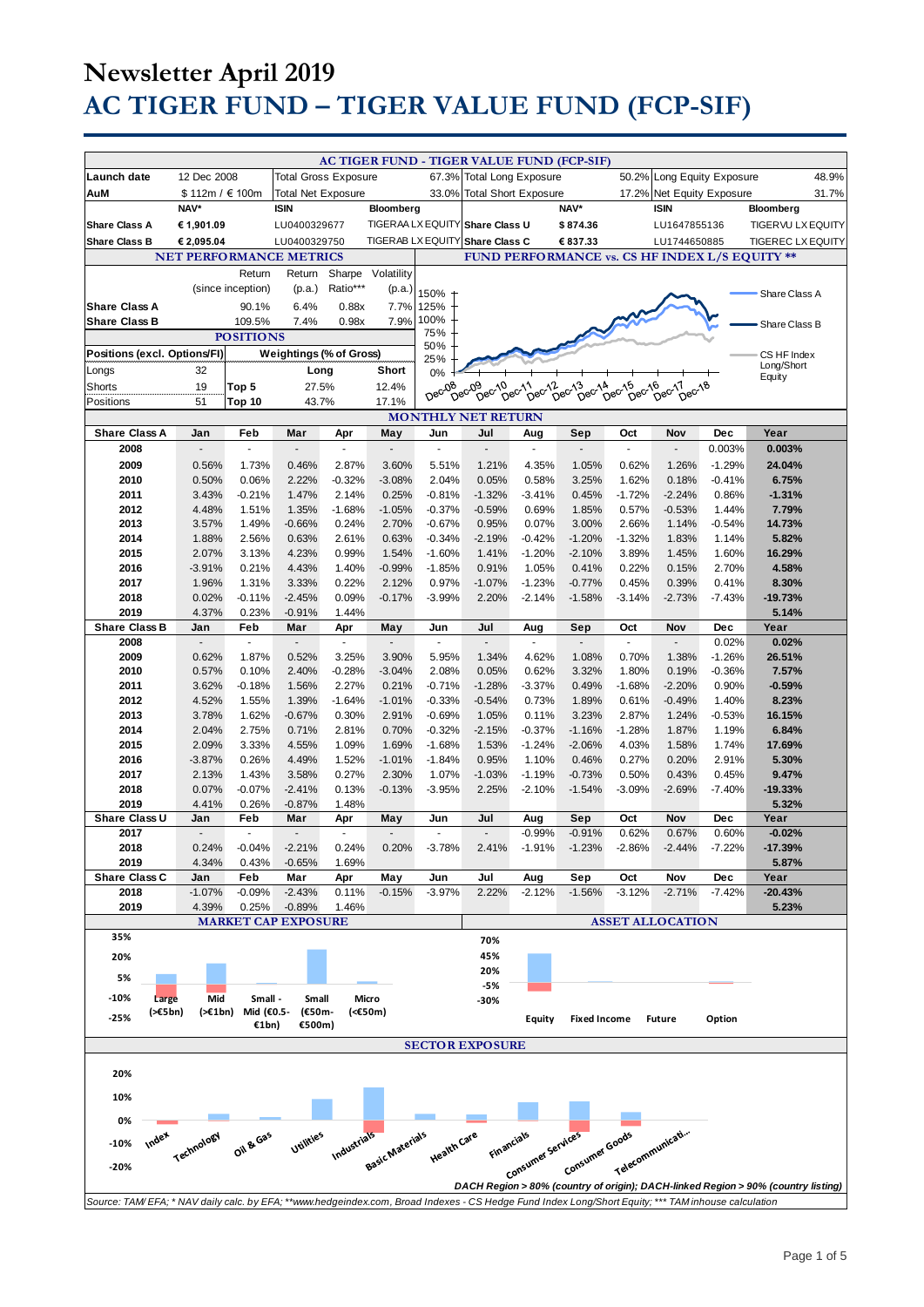# Newsletter April 2019

# AC TIGER FUND – TIGER VALUE FUND (FCP-SIF)

## AC TIGER FUND - TIGER VALUE FUND (FCP-SIF)

| | | | | | | | |
|---|---|---|---|---|---|---|---|
| Launch date | 12 Dec 2008 | Total Gross Exposure | 67.3% | Total Long Exposure | 50.2% | Long Equity Exposure | 48.9% |
| AuM | $ 112m / € 100m | Total Net Exposure | 33.0% | Total Short Exposure | 17.2% | Net Equity Exposure | 31.7% |

| | NAV* | ISIN | Bloomberg | | NAV* | ISIN | Bloomberg |
|---|---|---|---|---|---|---|---|
| Share Class A | € 1,901.09 | LU0400329677 | TIGERAA LX EQUITY | Share Class U | $ 874.36 | LU1647855136 | TIGERVU LX EQUITY |
| Share Class B | € 2,095.04 | LU0400329750 | TIGERAB LX EQUITY | Share Class C | € 837.33 | LU1744650885 | TIGEREC LX EQUITY |

## NET PERFORMANCE METRICS

| | Return (since inception) | Return (p.a.) | Sharpe Ratio*** | Volatility (p.a.) |
|---|---|---|---|---|
| Share Class A | 90.1% | 6.4% | 0.88x | 7.7% |
| Share Class B | 109.5% | 7.4% | 0.98x | 7.9% |

## POSITIONS

| Positions (excl. Options/FI) | | Weightings (% of Gross) | Long | Short |
|---|---|---|---|---|
| Longs | 32 | | | |
| Shorts | 19 | Top 5 | 27.5% | 12.4% |
| Positions | 51 | Top 10 | 43.7% | 17.1% |

## FUND PERFORMANCE vs. CS HF INDEX L/S EQUITY **

Chart: Share Class A, Share Class B, CS HF Index Long/Short Equity (Dec-08 to Dec-18; axis 0% to 150%)

## MONTHLY NET RETURN

| Share Class A | Jan | Feb | Mar | Apr | May | Jun | Jul | Aug | Sep | Oct | Nov | Dec | Year |
|---|---|---|---|---|---|---|---|---|---|---|---|---|---|
| 2008 | - | - | - | - | - | - | - | - | - | - | - | 0.003% | 0.003% |
| 2009 | 0.56% | 1.73% | 0.46% | 2.87% | 3.60% | 5.51% | 1.21% | 4.35% | 1.05% | 0.62% | 1.26% | -1.29% | 24.04% |
| 2010 | 0.50% | 0.06% | 2.22% | -0.32% | -3.08% | 2.04% | 0.05% | 0.58% | 3.25% | 1.62% | 0.18% | -0.41% | 6.75% |
| 2011 | 3.43% | -0.21% | 1.47% | 2.14% | 0.25% | -0.81% | -1.32% | -3.41% | 0.45% | -1.72% | -2.24% | 0.86% | -1.31% |
| 2012 | 4.48% | 1.51% | 1.35% | -1.68% | -1.05% | -0.37% | -0.59% | 0.69% | 1.85% | 0.57% | -0.53% | 1.44% | 7.79% |
| 2013 | 3.57% | 1.49% | -0.66% | 0.24% | 2.70% | -0.67% | 0.95% | 0.07% | 3.00% | 2.66% | 1.14% | -0.54% | 14.73% |
| 2014 | 1.88% | 2.56% | 0.63% | 2.61% | 0.63% | -0.34% | -2.19% | -0.42% | -1.20% | -1.32% | 1.83% | 1.14% | 5.82% |
| 2015 | 2.07% | 3.13% | 4.23% | 0.99% | 1.54% | -1.60% | 1.41% | -1.20% | -2.10% | 3.89% | 1.45% | 1.60% | 16.29% |
| 2016 | -3.91% | 0.21% | 4.43% | 1.40% | -0.99% | -1.85% | 0.91% | 1.05% | 0.41% | 0.22% | 0.15% | 2.70% | 4.58% |
| 2017 | 1.96% | 1.31% | 3.33% | 0.22% | 2.12% | 0.97% | -1.07% | -1.23% | -0.77% | 0.45% | 0.39% | 0.41% | 8.30% |
| 2018 | 0.02% | -0.11% | -2.45% | 0.09% | -0.17% | -3.99% | 2.20% | -2.14% | -1.58% | -3.14% | -2.73% | -7.43% | -19.73% |
| 2019 | 4.37% | 0.23% | -0.91% | 1.44% | | | | | | | | | 5.14% |

| Share Class B | Jan | Feb | Mar | Apr | May | Jun | Jul | Aug | Sep | Oct | Nov | Dec | Year |
|---|---|---|---|---|---|---|---|---|---|---|---|---|---|
| 2008 | - | - | - | - | - | - | - | - | - | - | - | 0.02% | 0.02% |
| 2009 | 0.62% | 1.87% | 0.52% | 3.25% | 3.90% | 5.95% | 1.34% | 4.62% | 1.08% | 0.70% | 1.38% | -1.26% | 26.51% |
| 2010 | 0.57% | 0.10% | 2.40% | -0.28% | -3.04% | 2.08% | 0.05% | 0.62% | 3.32% | 1.80% | 0.19% | -0.36% | 7.57% |
| 2011 | 3.62% | -0.18% | 1.56% | 2.27% | 0.21% | -0.71% | -1.28% | -3.37% | 0.49% | -1.68% | -2.20% | 0.90% | -0.59% |
| 2012 | 4.52% | 1.55% | 1.39% | -1.64% | -1.01% | -0.33% | -0.54% | 0.73% | 1.89% | 0.61% | -0.49% | 1.40% | 8.23% |
| 2013 | 3.78% | 1.62% | -0.67% | 0.30% | 2.91% | -0.69% | 1.05% | 0.11% | 3.23% | 2.87% | 1.24% | -0.53% | 16.15% |
| 2014 | 2.04% | 2.75% | 0.71% | 2.81% | 0.70% | -0.32% | -2.15% | -0.37% | -1.16% | -1.28% | 1.87% | 1.19% | 6.84% |
| 2015 | 2.09% | 3.33% | 4.55% | 1.09% | 1.69% | -1.68% | 1.53% | -1.24% | -2.06% | 4.03% | 1.58% | 1.74% | 17.69% |
| 2016 | -3.87% | 0.26% | 4.49% | 1.52% | -1.01% | -1.84% | 0.95% | 1.10% | 0.46% | 0.27% | 0.20% | 2.91% | 5.30% |
| 2017 | 2.13% | 1.43% | 3.58% | 0.27% | 2.30% | 1.07% | -1.03% | -1.19% | -0.73% | 0.50% | 0.43% | 0.45% | 9.47% |
| 2018 | 0.07% | -0.07% | -2.41% | 0.13% | -0.13% | -3.95% | 2.25% | -2.10% | -1.54% | -3.09% | -2.69% | -7.40% | -19.33% |
| 2019 | 4.41% | 0.26% | -0.87% | 1.48% | | | | | | | | | 5.32% |

| Share Class U | Jan | Feb | Mar | Apr | May | Jun | Jul | Aug | Sep | Oct | Nov | Dec | Year |
|---|---|---|---|---|---|---|---|---|---|---|---|---|---|
| 2017 | - | - | - | - | - | - | - | -0.99% | -0.91% | 0.62% | 0.67% | 0.60% | -0.02% |
| 2018 | 0.24% | -0.04% | -2.21% | 0.24% | 0.20% | -3.78% | 2.41% | -1.91% | -1.23% | -2.86% | -2.44% | -7.22% | -17.39% |
| 2019 | 4.34% | 0.43% | -0.65% | 1.69% | | | | | | | | | 5.87% |

| Share Class C | Jan | Feb | Mar | Apr | May | Jun | Jul | Aug | Sep | Oct | Nov | Dec | Year |
|---|---|---|---|---|---|---|---|---|---|---|---|---|---|
| 2018 | -1.07% | -0.09% | -2.43% | 0.11% | -0.15% | -3.97% | 2.22% | -2.12% | -1.56% | -3.12% | -2.71% | -7.42% | -20.43% |
| 2019 | 4.39% | 0.25% | -0.89% | 1.46% | | | | | | | | | 5.23% |

## MARKET CAP EXPOSURE

Chart categories: Large (>€5bn), Mid (>€1bn), Small - Mid (€0.5-€1bn), Small (€50m-€500m), Micro (<€50m)

## ASSET ALLOCATION

Chart categories: Equity, Fixed Income, Future, Option

## SECTOR EXPOSURE

Chart categories: Index, Technology, Oil & Gas, Utilities, Industrials, Basic Materials, Health Care, Financials, Consumer Services, Consumer Goods, Telecommunicati...

*DACH Region > 80% (country of origin); DACH-linked Region > 90% (country listing)*

*Source: TAM/ EFA; * NAV daily calc. by EFA; **www.hedgeindex.com, Broad Indexes - CS Hedge Fund Index Long/Short Equity; *** TAM inhouse calculation*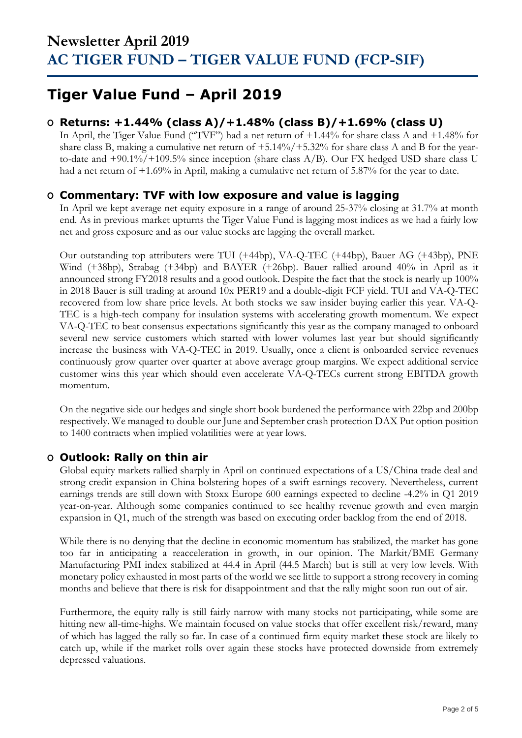# Newsletter April 2019
# AC TIGER FUND – TIGER VALUE FUND (FCP-SIF)

## Tiger Value Fund – April 2019

### Returns: +1.44% (class A)/+1.48% (class B)/+1.69% (class U)

In April, the Tiger Value Fund ("TVF") had a net return of +1.44% for share class A and +1.48% for share class B, making a cumulative net return of +5.14%/+5.32% for share class A and B for the year-to-date and +90.1%/+109.5% since inception (share class A/B). Our FX hedged USD share class U had a net return of +1.69% in April, making a cumulative net return of 5.87% for the year to date.

### Commentary: TVF with low exposure and value is lagging

In April we kept average net equity exposure in a range of around 25-37% closing at 31.7% at month end. As in previous market upturns the Tiger Value Fund is lagging most indices as we had a fairly low net and gross exposure and as our value stocks are lagging the overall market.

Our outstanding top attributers were TUI (+44bp), VA-Q-TEC (+44bp), Bauer AG (+43bp), PNE Wind (+38bp), Strabag (+34bp) and BAYER (+26bp). Bauer rallied around 40% in April as it announced strong FY2018 results and a good outlook. Despite the fact that the stock is nearly up 100% in 2018 Bauer is still trading at around 10x PER19 and a double-digit FCF yield. TUI and VA-Q-TEC recovered from low share price levels. At both stocks we saw insider buying earlier this year. VA-Q-TEC is a high-tech company for insulation systems with accelerating growth momentum. We expect VA-Q-TEC to beat consensus expectations significantly this year as the company managed to onboard several new service customers which started with lower volumes last year but should significantly increase the business with VA-Q-TEC in 2019. Usually, once a client is onboarded service revenues continuously grow quarter over quarter at above average group margins. We expect additional service customer wins this year which should even accelerate VA-Q-TECs current strong EBITDA growth momentum.

On the negative side our hedges and single short book burdened the performance with 22bp and 200bp respectively. We managed to double our June and September crash protection DAX Put option position to 1400 contracts when implied volatilities were at year lows.

### Outlook: Rally on thin air

Global equity markets rallied sharply in April on continued expectations of a US/China trade deal and strong credit expansion in China bolstering hopes of a swift earnings recovery. Nevertheless, current earnings trends are still down with Stoxx Europe 600 earnings expected to decline -4.2% in Q1 2019 year-on-year. Although some companies continued to see healthy revenue growth and even margin expansion in Q1, much of the strength was based on executing order backlog from the end of 2018.

While there is no denying that the decline in economic momentum has stabilized, the market has gone too far in anticipating a reacceleration in growth, in our opinion. The Markit/BME Germany Manufacturing PMI index stabilized at 44.4 in April (44.5 March) but is still at very low levels. With monetary policy exhausted in most parts of the world we see little to support a strong recovery in coming months and believe that there is risk for disappointment and that the rally might soon run out of air.

Furthermore, the equity rally is still fairly narrow with many stocks not participating, while some are hitting new all-time-highs. We maintain focused on value stocks that offer excellent risk/reward, many of which has lagged the rally so far. In case of a continued firm equity market these stock are likely to catch up, while if the market rolls over again these stocks have protected downside from extremely depressed valuations.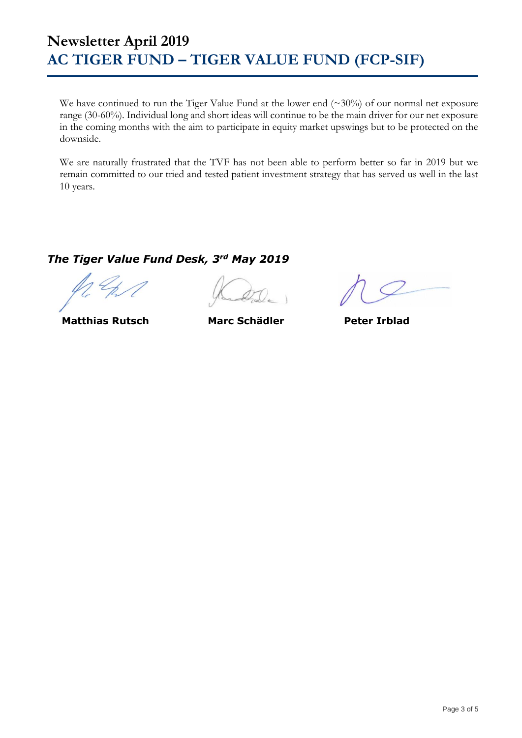# Newsletter April 2019
# AC TIGER FUND – TIGER VALUE FUND (FCP-SIF)

We have continued to run the Tiger Value Fund at the lower end (~30%) of our normal net exposure range (30-60%). Individual long and short ideas will continue to be the main driver for our net exposure in the coming months with the aim to participate in equity market upswings but to be protected on the downside.

We are naturally frustrated that the TVF has not been able to perform better so far in 2019 but we remain committed to our tried and tested patient investment strategy that has served us well in the last 10 years.

***The Tiger Value Fund Desk, 3rd May 2019***

**Matthias Rutsch** **Marc Schädler** **Peter Irblad**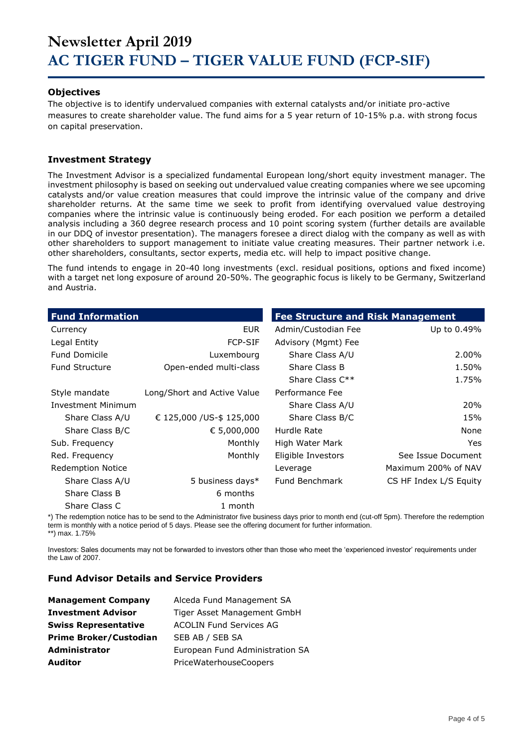# Newsletter April 2019
# AC TIGER FUND – TIGER VALUE FUND (FCP-SIF)

### Objectives

The objective is to identify undervalued companies with external catalysts and/or initiate pro-active measures to create shareholder value. The fund aims for a 5 year return of 10-15% p.a. with strong focus on capital preservation.

### Investment Strategy

The Investment Advisor is a specialized fundamental European long/short equity investment manager. The investment philosophy is based on seeking out undervalued value creating companies where we see upcoming catalysts and/or value creation measures that could improve the intrinsic value of the company and drive shareholder returns. At the same time we seek to profit from identifying overvalued value destroying companies where the intrinsic value is continuously being eroded. For each position we perform a detailed analysis including a 360 degree research process and 10 point scoring system (further details are available in our DDQ of investor presentation). The managers foresee a direct dialog with the company as well as with other shareholders to support management to initiate value creating measures. Their partner network i.e. other shareholders, consultants, sector experts, media etc. will help to impact positive change.

The fund intends to engage in 20-40 long investments (excl. residual positions, options and fixed income) with a target net long exposure of around 20-50%. The geographic focus is likely to be Germany, Switzerland and Austria.

| Fund Information | |
|---|---|
| Currency | EUR |
| Legal Entity | FCP-SIF |
| Fund Domicile | Luxembourg |
| Fund Structure | Open-ended multi-class |
| Style mandate | Long/Short and Active Value |
| Investment Minimum | |
| Share Class A/U | € 125,000 /US-$ 125,000 |
| Share Class B/C | € 5,000,000 |
| Sub. Frequency | Monthly |
| Red. Frequency | Monthly |
| Redemption Notice | |
| Share Class A/U | 5 business days* |
| Share Class B | 6 months |
| Share Class C | 1 month |

| Fee Structure and Risk Management | |
|---|---|
| Admin/Custodian Fee | Up to 0.49% |
| Advisory (Mgmt) Fee | |
| Share Class A/U | 2.00% |
| Share Class B | 1.50% |
| Share Class C** | 1.75% |
| Performance Fee | |
| Share Class A/U | 20% |
| Share Class B/C | 15% |
| Hurdle Rate | None |
| High Water Mark | Yes |
| Eligible Investors | See Issue Document |
| Leverage | Maximum 200% of NAV |
| Fund Benchmark | CS HF Index L/S Equity |

*) The redemption notice has to be send to the Administrator five business days prior to month end (cut-off 5pm). Therefore the redemption term is monthly with a notice period of 5 days. Please see the offering document for further information.
**) max. 1.75%

Investors: Sales documents may not be forwarded to investors other than those who meet the 'experienced investor' requirements under the Law of 2007.

### Fund Advisor Details and Service Providers

| | |
|---|---|
| **Management Company** | Alceda Fund Management SA |
| **Investment Advisor** | Tiger Asset Management GmbH |
| **Swiss Representative** | ACOLIN Fund Services AG |
| **Prime Broker/Custodian** | SEB AB / SEB SA |
| **Administrator** | European Fund Administration SA |
| **Auditor** | PriceWaterhouseCoopers |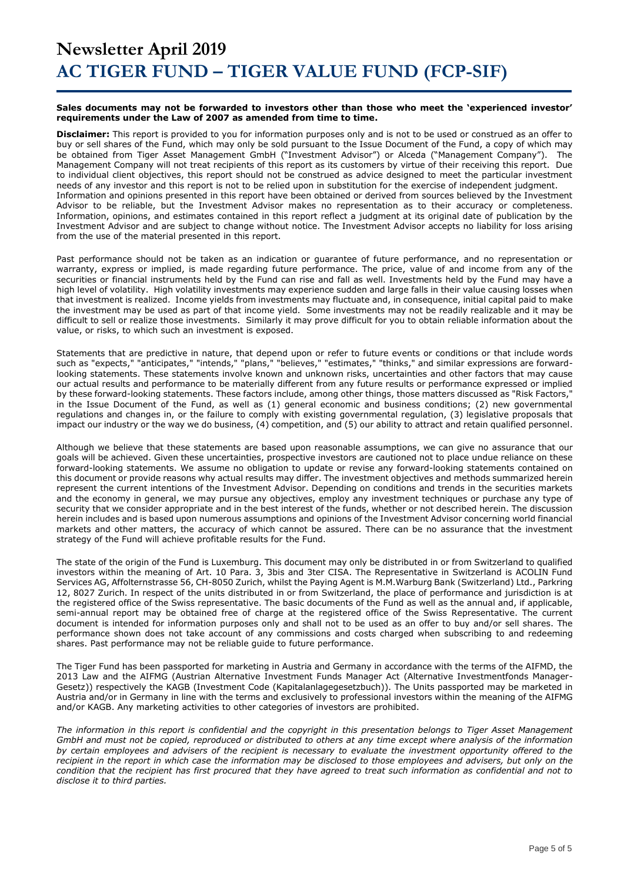# Newsletter April 2019

# AC TIGER FUND – TIGER VALUE FUND (FCP-SIF)

**Sales documents may not be forwarded to investors other than those who meet the 'experienced investor' requirements under the Law of 2007 as amended from time to time.**

**Disclaimer:** This report is provided to you for information purposes only and is not to be used or construed as an offer to buy or sell shares of the Fund, which may only be sold pursuant to the Issue Document of the Fund, a copy of which may be obtained from Tiger Asset Management GmbH ("Investment Advisor") or Alceda ("Management Company"). The Management Company will not treat recipients of this report as its customers by virtue of their receiving this report. Due to individual client objectives, this report should not be construed as advice designed to meet the particular investment needs of any investor and this report is not to be relied upon in substitution for the exercise of independent judgment. Information and opinions presented in this report have been obtained or derived from sources believed by the Investment Advisor to be reliable, but the Investment Advisor makes no representation as to their accuracy or completeness. Information, opinions, and estimates contained in this report reflect a judgment at its original date of publication by the Investment Advisor and are subject to change without notice. The Investment Advisor accepts no liability for loss arising from the use of the material presented in this report.

Past performance should not be taken as an indication or guarantee of future performance, and no representation or warranty, express or implied, is made regarding future performance. The price, value of and income from any of the securities or financial instruments held by the Fund can rise and fall as well. Investments held by the Fund may have a high level of volatility. High volatility investments may experience sudden and large falls in their value causing losses when that investment is realized. Income yields from investments may fluctuate and, in consequence, initial capital paid to make the investment may be used as part of that income yield. Some investments may not be readily realizable and it may be difficult to sell or realize those investments. Similarly it may prove difficult for you to obtain reliable information about the value, or risks, to which such an investment is exposed.

Statements that are predictive in nature, that depend upon or refer to future events or conditions or that include words such as "expects," "anticipates," "intends," "plans," "believes," "estimates," "thinks," and similar expressions are forward-looking statements. These statements involve known and unknown risks, uncertainties and other factors that may cause our actual results and performance to be materially different from any future results or performance expressed or implied by these forward-looking statements. These factors include, among other things, those matters discussed as "Risk Factors," in the Issue Document of the Fund, as well as (1) general economic and business conditions; (2) new governmental regulations and changes in, or the failure to comply with existing governmental regulation, (3) legislative proposals that impact our industry or the way we do business, (4) competition, and (5) our ability to attract and retain qualified personnel.

Although we believe that these statements are based upon reasonable assumptions, we can give no assurance that our goals will be achieved. Given these uncertainties, prospective investors are cautioned not to place undue reliance on these forward-looking statements. We assume no obligation to update or revise any forward-looking statements contained on this document or provide reasons why actual results may differ. The investment objectives and methods summarized herein represent the current intentions of the Investment Advisor. Depending on conditions and trends in the securities markets and the economy in general, we may pursue any objectives, employ any investment techniques or purchase any type of security that we consider appropriate and in the best interest of the funds, whether or not described herein. The discussion herein includes and is based upon numerous assumptions and opinions of the Investment Advisor concerning world financial markets and other matters, the accuracy of which cannot be assured. There can be no assurance that the investment strategy of the Fund will achieve profitable results for the Fund.

The state of the origin of the Fund is Luxemburg. This document may only be distributed in or from Switzerland to qualified investors within the meaning of Art. 10 Para. 3, 3bis and 3ter CISA. The Representative in Switzerland is ACOLIN Fund Services AG, Affolternstrasse 56, CH-8050 Zurich, whilst the Paying Agent is M.M.Warburg Bank (Switzerland) Ltd., Parkring 12, 8027 Zurich. In respect of the units distributed in or from Switzerland, the place of performance and jurisdiction is at the registered office of the Swiss representative. The basic documents of the Fund as well as the annual and, if applicable, semi-annual report may be obtained free of charge at the registered office of the Swiss Representative. The current document is intended for information purposes only and shall not to be used as an offer to buy and/or sell shares. The performance shown does not take account of any commissions and costs charged when subscribing to and redeeming shares. Past performance may not be reliable guide to future performance.

The Tiger Fund has been passported for marketing in Austria and Germany in accordance with the terms of the AIFMD, the 2013 Law and the AIFMG (Austrian Alternative Investment Funds Manager Act (Alternative Investmentfonds Manager-Gesetz)) respectively the KAGB (Investment Code (Kapitalanlagegesetzbuch)). The Units passported may be marketed in Austria and/or in Germany in line with the terms and exclusively to professional investors within the meaning of the AIFMG and/or KAGB. Any marketing activities to other categories of investors are prohibited.

*The information in this report is confidential and the copyright in this presentation belongs to Tiger Asset Management GmbH and must not be copied, reproduced or distributed to others at any time except where analysis of the information by certain employees and advisers of the recipient is necessary to evaluate the investment opportunity offered to the recipient in the report in which case the information may be disclosed to those employees and advisers, but only on the condition that the recipient has first procured that they have agreed to treat such information as confidential and not to disclose it to third parties.*